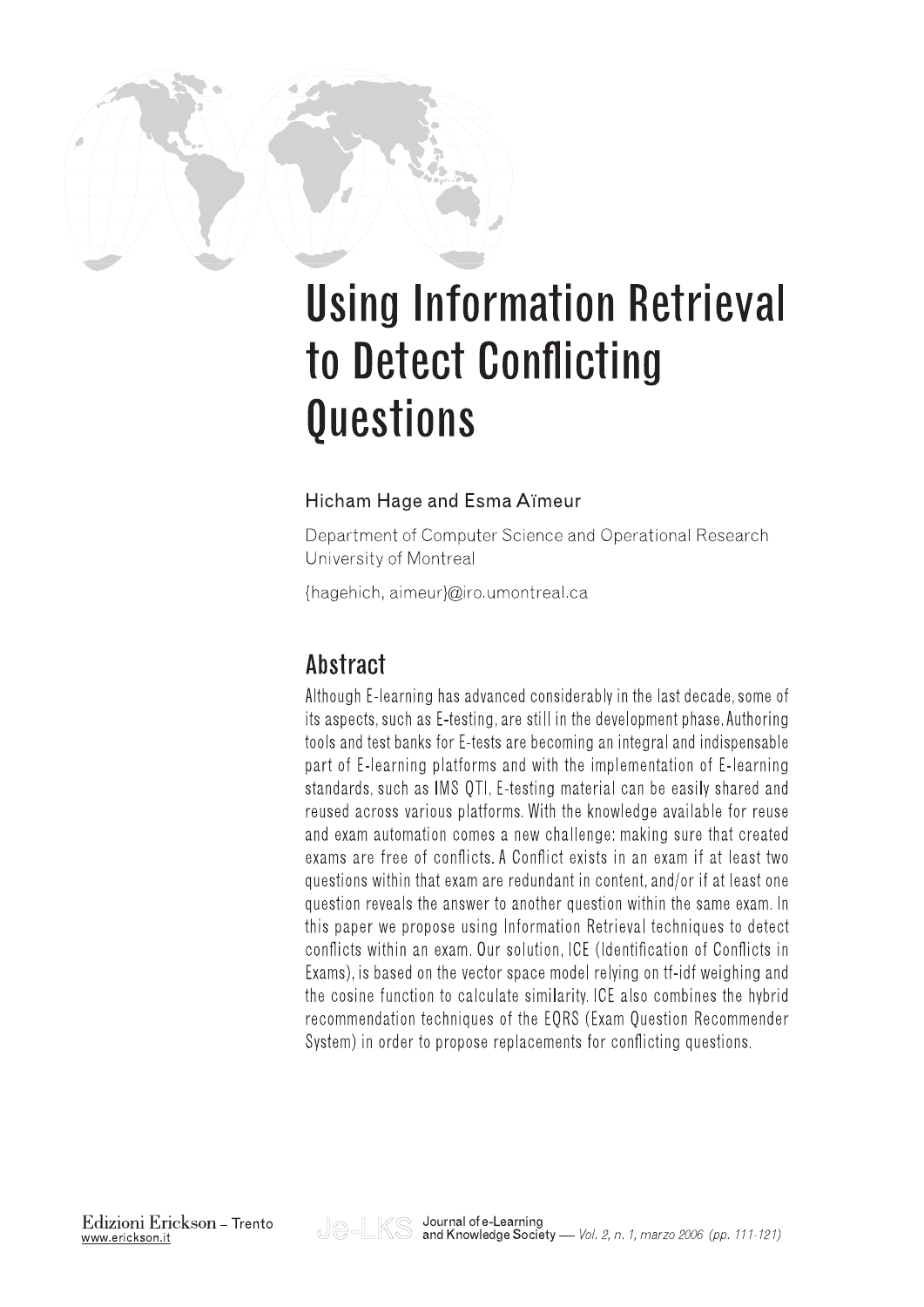# Using Information Retrieval to Detect Conflicting Questions

Hicham Hage and Esma Aïmeur

Department of Computer Science and Operational Research
University of Montreal

{hagehich, aimeur}@iro.umontreal.ca

## Abstract

Although E-learning has advanced considerably in the last decade, some of its aspects, such as E-testing, are still in the development phase. Authoring tools and test banks for E-tests are becoming an integral and indispensable part of E-learning platforms and with the implementation of E-learning standards, such as IMS QTI, E-testing material can be easily shared and reused across various platforms. With the knowledge available for reuse and exam automation comes a new challenge: making sure that created exams are free of conflicts. A Conflict exists in an exam if at least two questions within that exam are redundant in content, and/or if at least one question reveals the answer to another question within the same exam. In this paper we propose using Information Retrieval techniques to detect conflicts within an exam. Our solution, ICE (Identification of Conflicts in Exams), is based on the vector space model relying on tf-idf weighing and the cosine function to calculate similarity. ICE also combines the hybrid recommendation techniques of the EQRS (Exam Question Recommender System) in order to propose replacements for conflicting questions.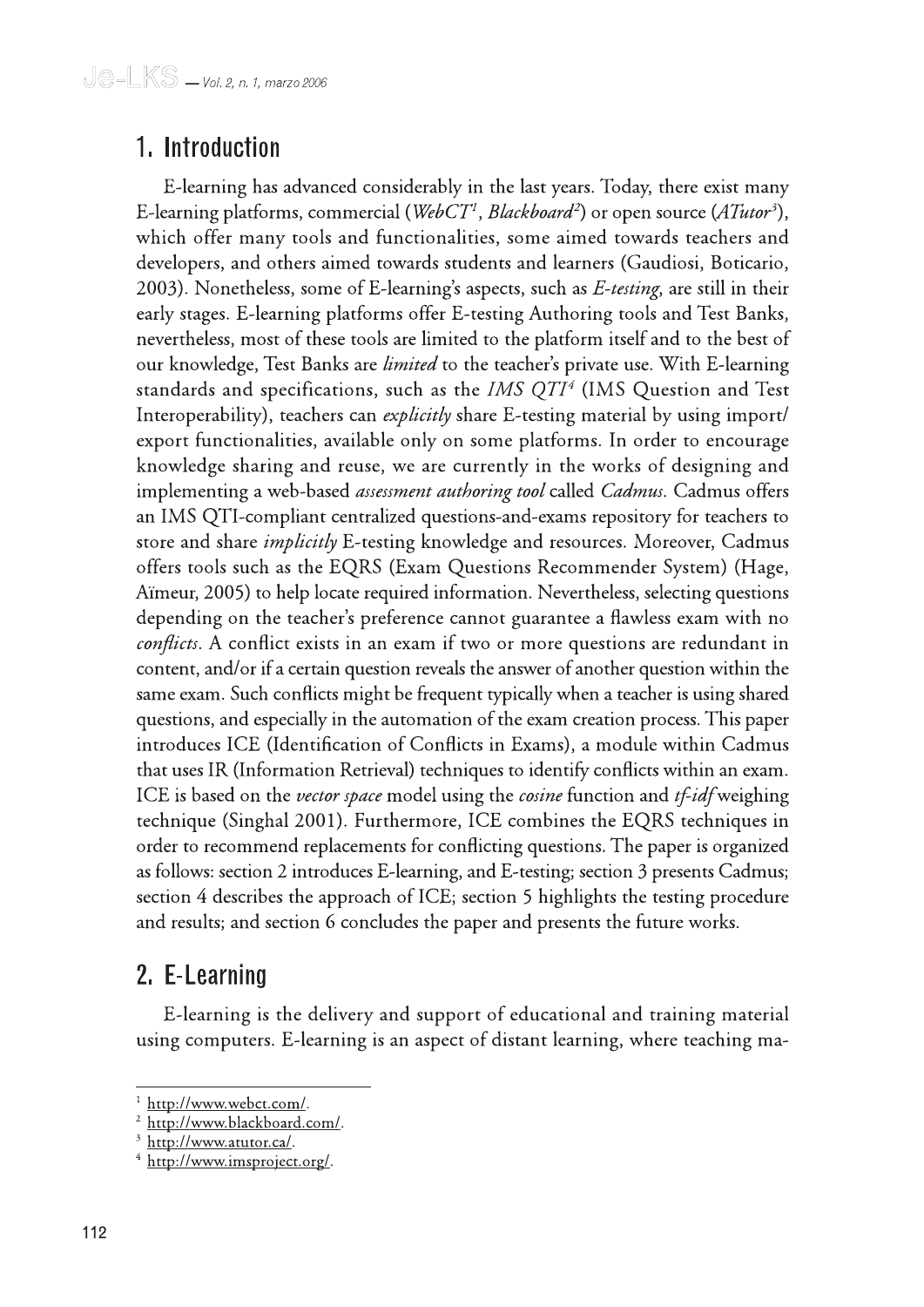## 1. Introduction

E-learning has advanced considerably in the last years. Today, there exist many E-learning platforms, commercial (*WebCT*[1], *Blackboard*[2]) or open source (*ATutor*[3]), which offer many tools and functionalities, some aimed towards teachers and developers, and others aimed towards students and learners (Gaudiosi, Boticario, 2003). Nonetheless, some of E-learning's aspects, such as *E-testing*, are still in their early stages. E-learning platforms offer E-testing Authoring tools and Test Banks, nevertheless, most of these tools are limited to the platform itself and to the best of our knowledge, Test Banks are *limited* to the teacher's private use. With E-learning standards and specifications, such as the *IMS QTI*[4] (IMS Question and Test Interoperability), teachers can *explicitly* share E-testing material by using import/export functionalities, available only on some platforms. In order to encourage knowledge sharing and reuse, we are currently in the works of designing and implementing a web-based *assessment authoring tool* called *Cadmus*. Cadmus offers an IMS QTI-compliant centralized questions-and-exams repository for teachers to store and share *implicitly* E-testing knowledge and resources. Moreover, Cadmus offers tools such as the EQRS (Exam Questions Recommender System) (Hage, Aïmeur, 2005) to help locate required information. Nevertheless, selecting questions depending on the teacher's preference cannot guarantee a flawless exam with no *conflicts*. A conflict exists in an exam if two or more questions are redundant in content, and/or if a certain question reveals the answer of another question within the same exam. Such conflicts might be frequent typically when a teacher is using shared questions, and especially in the automation of the exam creation process. This paper introduces ICE (Identification of Conflicts in Exams), a module within Cadmus that uses IR (Information Retrieval) techniques to identify conflicts within an exam. ICE is based on the *vector space* model using the *cosine* function and *tf-idf* weighing technique (Singhal 2001). Furthermore, ICE combines the EQRS techniques in order to recommend replacements for conflicting questions. The paper is organized as follows: section 2 introduces E-learning, and E-testing; section 3 presents Cadmus; section 4 describes the approach of ICE; section 5 highlights the testing procedure and results; and section 6 concludes the paper and presents the future works.

## 2. E-Learning

E-learning is the delivery and support of educational and training material using computers. E-learning is an aspect of distant learning, where teaching ma-

---

[1] http://www.webct.com/.

[2] http://www.blackboard.com/.

[3] http://www.atutor.ca/.

[4] http://www.imsproject.org/.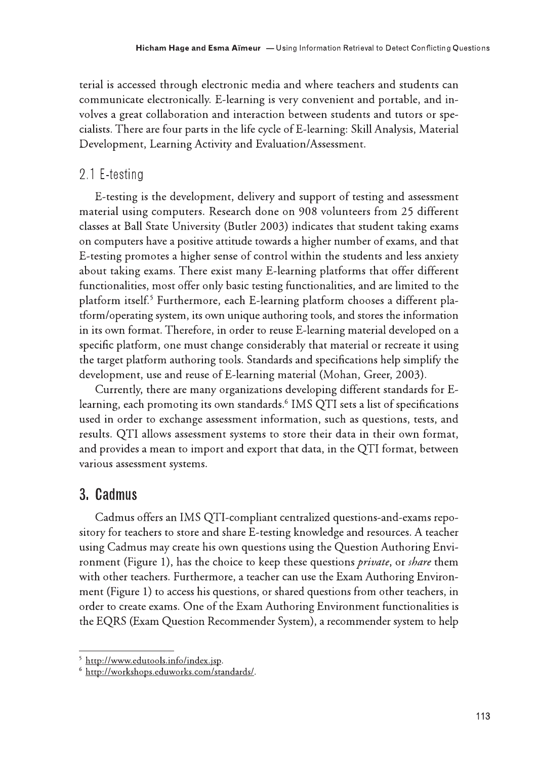terial is accessed through electronic media and where teachers and students can communicate electronically. E-learning is very convenient and portable, and involves a great collaboration and interaction between students and tutors or specialists. There are four parts in the life cycle of E-learning: Skill Analysis, Material Development, Learning Activity and Evaluation/Assessment.

### 2.1 E-testing

E-testing is the development, delivery and support of testing and assessment material using computers. Research done on 908 volunteers from 25 different classes at Ball State University (Butler 2003) indicates that student taking exams on computers have a positive attitude towards a higher number of exams, and that E-testing promotes a higher sense of control within the students and less anxiety about taking exams. There exist many E-learning platforms that offer different functionalities, most offer only basic testing functionalities, and are limited to the platform itself.[5] Furthermore, each E-learning platform chooses a different platform/operating system, its own unique authoring tools, and stores the information in its own format. Therefore, in order to reuse E-learning material developed on a specific platform, one must change considerably that material or recreate it using the target platform authoring tools. Standards and specifications help simplify the development, use and reuse of E-learning material (Mohan, Greer, 2003).

Currently, there are many organizations developing different standards for E-learning, each promoting its own standards.[6] IMS QTI sets a list of specifications used in order to exchange assessment information, such as questions, tests, and results. QTI allows assessment systems to store their data in their own format, and provides a mean to import and export that data, in the QTI format, between various assessment systems.

## 3. Cadmus

Cadmus offers an IMS QTI-compliant centralized questions-and-exams repository for teachers to store and share E-testing knowledge and resources. A teacher using Cadmus may create his own questions using the Question Authoring Environment (Figure 1), has the choice to keep these questions *private*, or *share* them with other teachers. Furthermore, a teacher can use the Exam Authoring Environment (Figure 1) to access his questions, or shared questions from other teachers, in order to create exams. One of the Exam Authoring Environment functionalities is the EQRS (Exam Question Recommender System), a recommender system to help

---

[5] http://www.edutools.info/index.jsp.

[6] http://workshops.eduworks.com/standards/.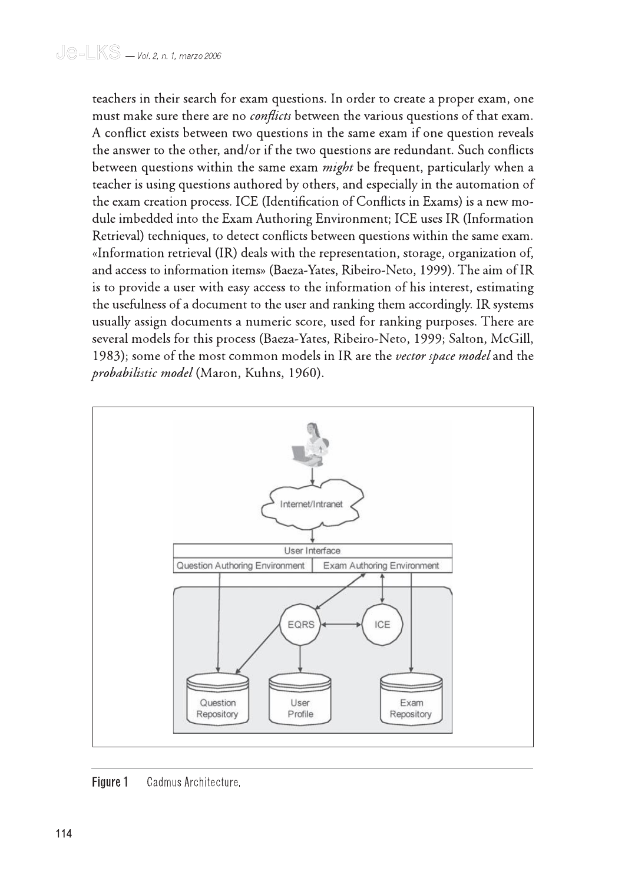teachers in their search for exam questions. In order to create a proper exam, one must make sure there are no *conflicts* between the various questions of that exam. A conflict exists between two questions in the same exam if one question reveals the answer to the other, and/or if the two questions are redundant. Such conflicts between questions within the same exam *might* be frequent, particularly when a teacher is using questions authored by others, and especially in the automation of the exam creation process. ICE (Identification of Conflicts in Exams) is a new module imbedded into the Exam Authoring Environment; ICE uses IR (Information Retrieval) techniques, to detect conflicts between questions within the same exam. «Information retrieval (IR) deals with the representation, storage, organization of, and access to information items» (Baeza-Yates, Ribeiro-Neto, 1999). The aim of IR is to provide a user with easy access to the information of his interest, estimating the usefulness of a document to the user and ranking them accordingly. IR systems usually assign documents a numeric score, used for ranking purposes. There are several models for this process (Baeza-Yates, Ribeiro-Neto, 1999; Salton, McGill, 1983); some of the most common models in IR are the *vector space model* and the *probabilistic model* (Maron, Kuhns, 1960).

**Figure 1** Cadmus Architecture.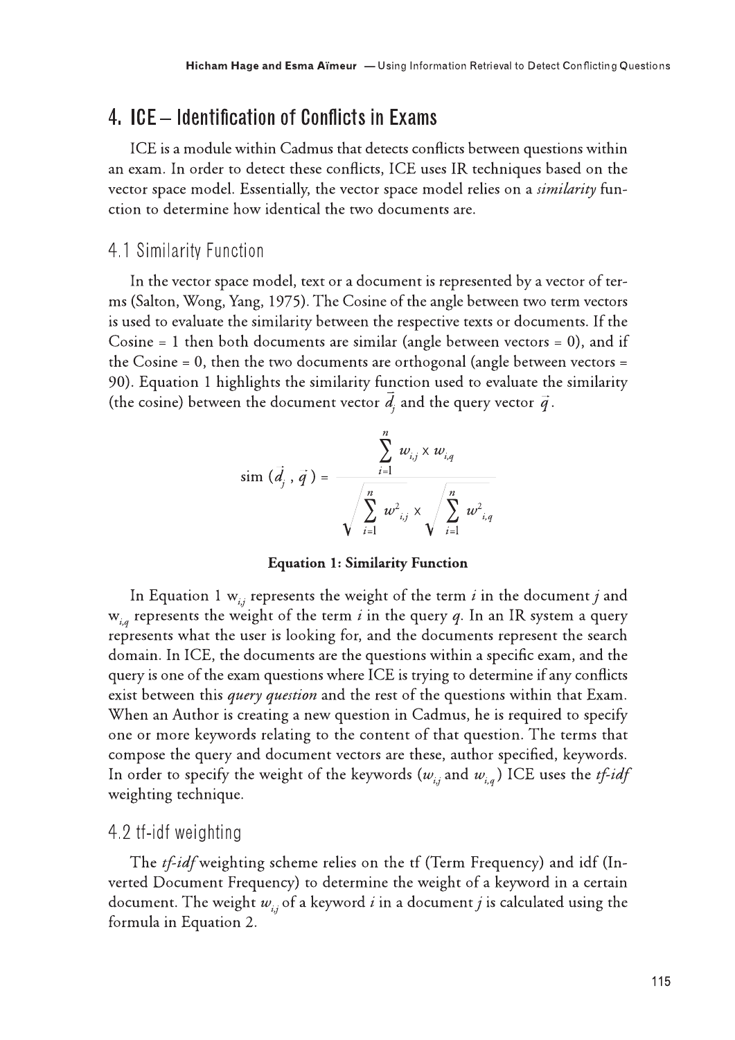## 4. ICE – Identification of Conflicts in Exams

ICE is a module within Cadmus that detects conflicts between questions within an exam. In order to detect these conflicts, ICE uses IR techniques based on the vector space model. Essentially, the vector space model relies on a *similarity* function to determine how identical the two documents are.

### 4.1 Similarity Function

In the vector space model, text or a document is represented by a vector of terms (Salton, Wong, Yang, 1975). The Cosine of the angle between two term vectors is used to evaluate the similarity between the respective texts or documents. If the Cosine = 1 then both documents are similar (angle between vectors = 0), and if the Cosine = 0, then the two documents are orthogonal (angle between vectors = 90). Equation 1 highlights the similarity function used to evaluate the similarity (the cosine) between the document vector $\vec{d_j}$ and the query vector $\vec{q}$.

$$\text{sim}(\vec{d_j}, \vec{q}) = \frac{\sum_{i=1}^{n} w_{i,j} \times w_{i,q}}{\sqrt{\sum_{i=1}^{n} w_{i,j}^2} \times \sqrt{\sum_{i=1}^{n} w_{i,q}^2}}$$

**Equation 1: Similarity Function**

In Equation 1 $w_{i,j}$ represents the weight of the term *i* in the document *j* and $w_{i,q}$ represents the weight of the term *i* in the query *q*. In an IR system a query represents what the user is looking for, and the documents represent the search domain. In ICE, the documents are the questions within a specific exam, and the query is one of the exam questions where ICE is trying to determine if any conflicts exist between this *query question* and the rest of the questions within that Exam. When an Author is creating a new question in Cadmus, he is required to specify one or more keywords relating to the content of that question. The terms that compose the query and document vectors are these, author specified, keywords. In order to specify the weight of the keywords ($w_{i,j}$ and $w_{i,q}$) ICE uses the *tf-idf* weighting technique.

### 4.2 tf-idf weighting

The *tf-idf* weighting scheme relies on the tf (Term Frequency) and idf (Inverted Document Frequency) to determine the weight of a keyword in a certain document. The weight $w_{i,j}$ of a keyword *i* in a document *j* is calculated using the formula in Equation 2.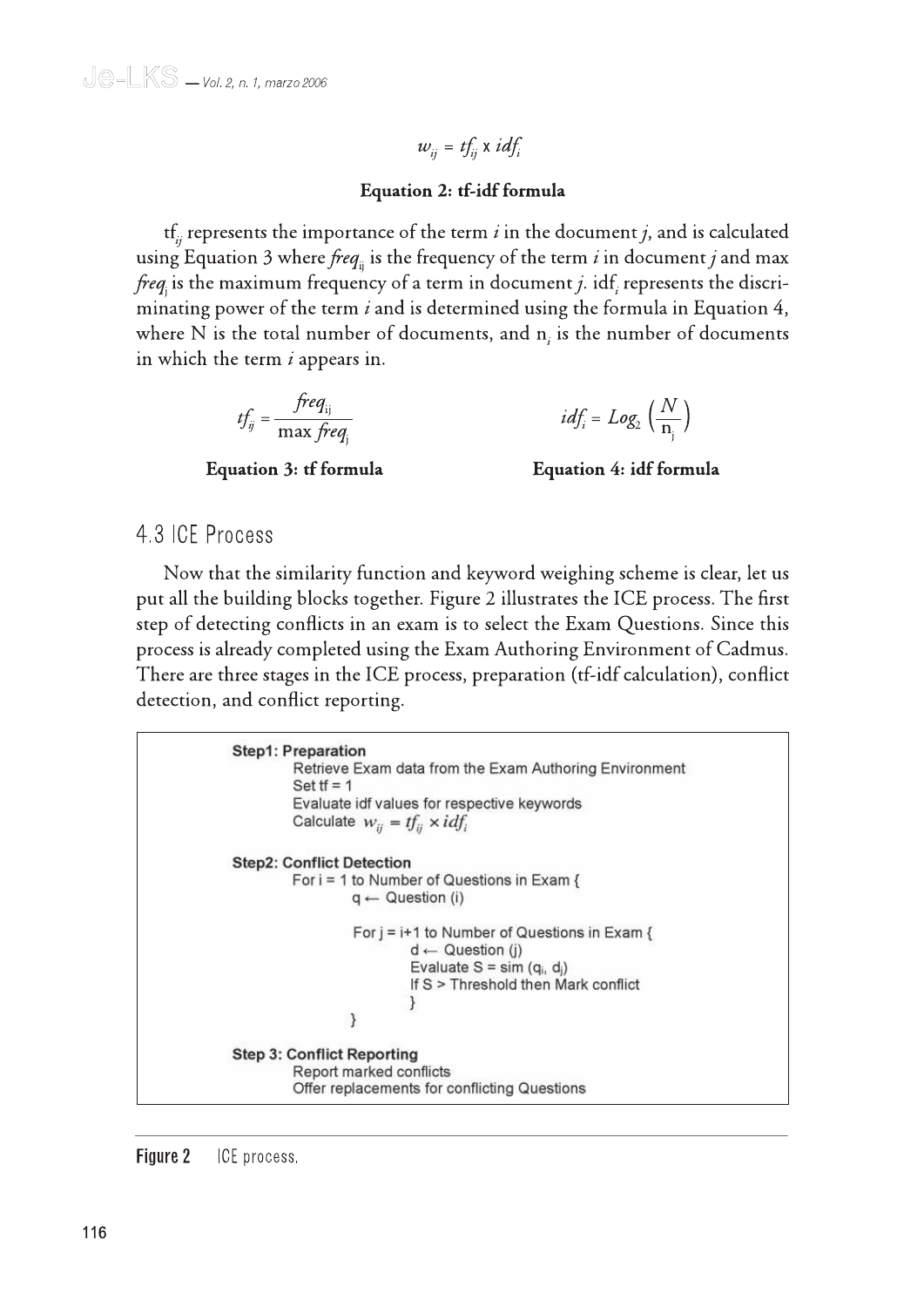$$w_{ij} = tf_{ij} \times idf_i$$

**Equation 2: tf-idf formula**

$tf_{ij}$ represents the importance of the term *i* in the document *j*, and is calculated using Equation 3 where $freq_{ij}$ is the frequency of the term *i* in document *j* and max $freq_j$ is the maximum frequency of a term in document *j*. $idf_i$ represents the discriminating power of the term *i* and is determined using the formula in Equation 4, where N is the total number of documents, and $n_i$ is the number of documents in which the term *i* appears in.

$$tf_{ij} = \frac{freq_{ij}}{\max freq_j}$$

**Equation 3: tf formula**

$$idf_i = Log_2\left(\frac{N}{n_j}\right)$$

**Equation 4: idf formula**

## 4.3 ICE Process

Now that the similarity function and keyword weighing scheme is clear, let us put all the building blocks together. Figure 2 illustrates the ICE process. The first step of detecting conflicts in an exam is to select the Exam Questions. Since this process is already completed using the Exam Authoring Environment of Cadmus. There are three stages in the ICE process, preparation (tf-idf calculation), conflict detection, and conflict reporting.

```
Step1: Preparation
        Retrieve Exam data from the Exam Authoring Environment
        Set tf = 1
        Evaluate idf values for respective keywords
        Calculate w_ij = tf_ij × idf_i

Step2: Conflict Detection
        For i = 1 to Number of Questions in Exam {
                q ← Question (i)

                For j = i+1 to Number of Questions in Exam {
                        d ← Question (j)
                        Evaluate S = sim (q_i, d_j)
                        If S > Threshold then Mark conflict
                        }
                }

Step 3: Conflict Reporting
        Report marked conflicts
        Offer replacements for conflicting Questions
```

**Figure 2** ICE process.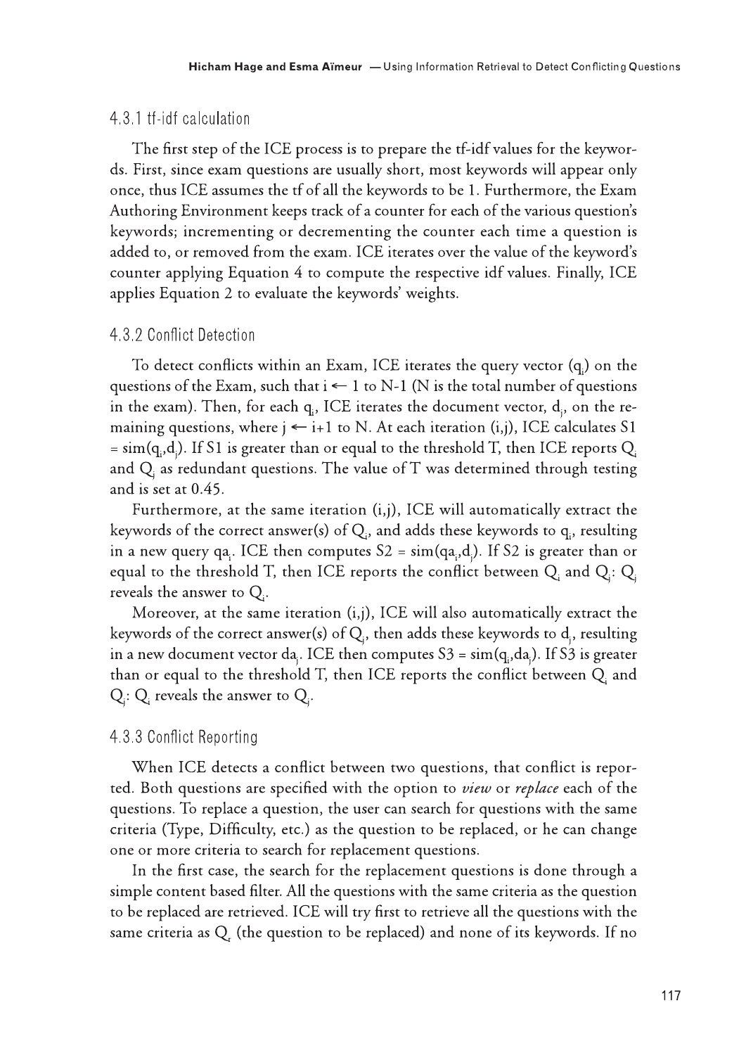### 4.3.1 tf-idf calculation

The first step of the ICE process is to prepare the tf-idf values for the keywords. First, since exam questions are usually short, most keywords will appear only once, thus ICE assumes the tf of all the keywords to be 1. Furthermore, the Exam Authoring Environment keeps track of a counter for each of the various question's keywords; incrementing or decrementing the counter each time a question is added to, or removed from the exam. ICE iterates over the value of the keyword's counter applying Equation 4 to compute the respective idf values. Finally, ICE applies Equation 2 to evaluate the keywords' weights.

### 4.3.2 Conflict Detection

To detect conflicts within an Exam, ICE iterates the query vector ($q_i$) on the questions of the Exam, such that $i \leftarrow 1$ to N-1 (N is the total number of questions in the exam). Then, for each $q_i$, ICE iterates the document vector, $d_j$, on the remaining questions, where $j \leftarrow i+1$ to N. At each iteration (i,j), ICE calculates $S1 = sim(q_i,d_j)$. If S1 is greater than or equal to the threshold T, then ICE reports $Q_i$ and $Q_j$ as redundant questions. The value of T was determined through testing and is set at 0.45.

Furthermore, at the same iteration (i,j), ICE will automatically extract the keywords of the correct answer(s) of $Q_i$, and adds these keywords to $q_i$, resulting in a new query $qa_i$. ICE then computes $S2 = sim(qa_i,d_j)$. If S2 is greater than or equal to the threshold T, then ICE reports the conflict between $Q_i$ and $Q_j$: $Q_j$ reveals the answer to $Q_i$.

Moreover, at the same iteration (i,j), ICE will also automatically extract the keywords of the correct answer(s) of $Q_j$, then adds these keywords to $d_j$, resulting in a new document vector $da_j$. ICE then computes $S3 = sim(q_i,da_j)$. If S3 is greater than or equal to the threshold T, then ICE reports the conflict between $Q_i$ and $Q_j$: $Q_i$ reveals the answer to $Q_j$.

### 4.3.3 Conflict Reporting

When ICE detects a conflict between two questions, that conflict is reported. Both questions are specified with the option to *view* or *replace* each of the questions. To replace a question, the user can search for questions with the same criteria (Type, Difficulty, etc.) as the question to be replaced, or he can change one or more criteria to search for replacement questions.

In the first case, the search for the replacement questions is done through a simple content based filter. All the questions with the same criteria as the question to be replaced are retrieved. ICE will try first to retrieve all the questions with the same criteria as $Q_r$ (the question to be replaced) and none of its keywords. If no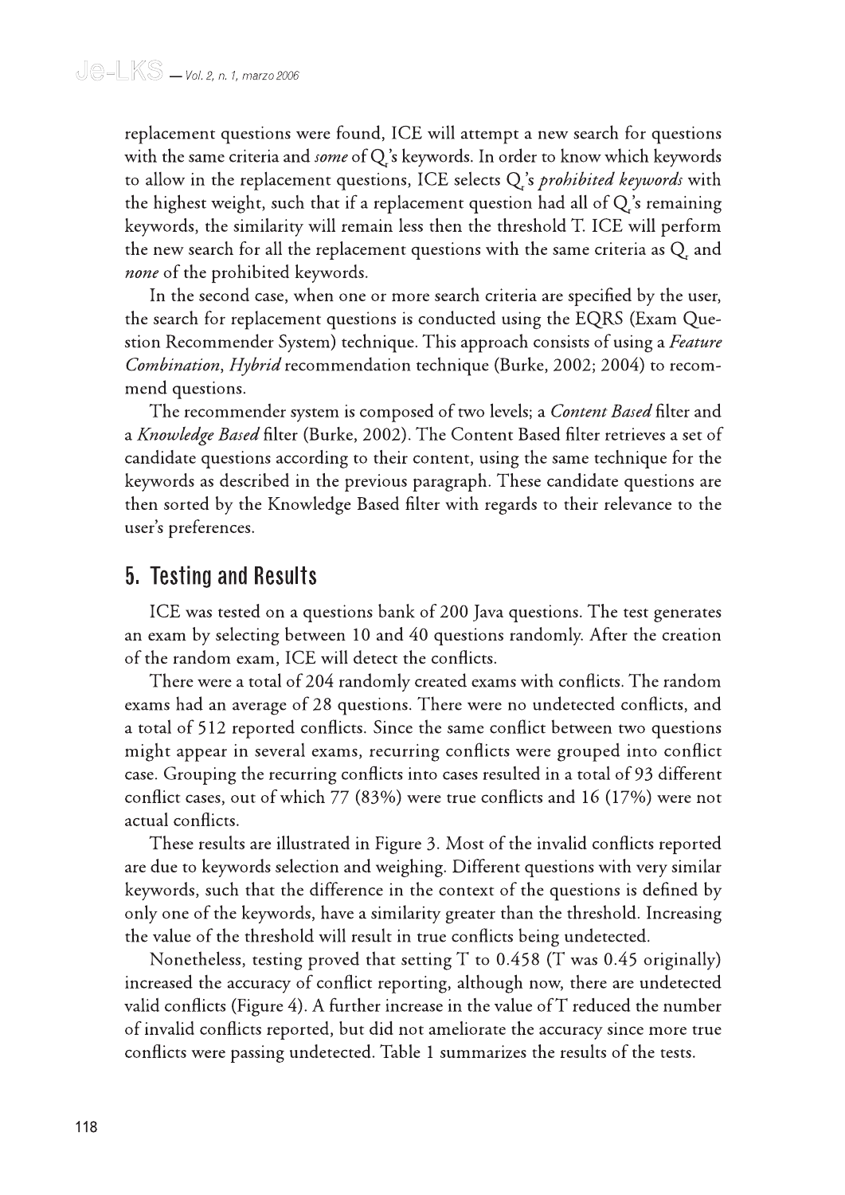replacement questions were found, ICE will attempt a new search for questions with the same criteria and *some* of $Q_r$'s keywords. In order to know which keywords to allow in the replacement questions, ICE selects $Q_r$'s *prohibited keywords* with the highest weight, such that if a replacement question had all of $Q_r$'s remaining keywords, the similarity will remain less then the threshold T. ICE will perform the new search for all the replacement questions with the same criteria as $Q_r$ and *none* of the prohibited keywords.

In the second case, when one or more search criteria are specified by the user, the search for replacement questions is conducted using the EQRS (Exam Question Recommender System) technique. This approach consists of using a *Feature Combination, Hybrid* recommendation technique (Burke, 2002; 2004) to recommend questions.

The recommender system is composed of two levels; a *Content Based* filter and a *Knowledge Based* filter (Burke, 2002). The Content Based filter retrieves a set of candidate questions according to their content, using the same technique for the keywords as described in the previous paragraph. These candidate questions are then sorted by the Knowledge Based filter with regards to their relevance to the user's preferences.

## 5. Testing and Results

ICE was tested on a questions bank of 200 Java questions. The test generates an exam by selecting between 10 and 40 questions randomly. After the creation of the random exam, ICE will detect the conflicts.

There were a total of 204 randomly created exams with conflicts. The random exams had an average of 28 questions. There were no undetected conflicts, and a total of 512 reported conflicts. Since the same conflict between two questions might appear in several exams, recurring conflicts were grouped into conflict case. Grouping the recurring conflicts into cases resulted in a total of 93 different conflict cases, out of which 77 (83%) were true conflicts and 16 (17%) were not actual conflicts.

These results are illustrated in Figure 3. Most of the invalid conflicts reported are due to keywords selection and weighing. Different questions with very similar keywords, such that the difference in the context of the questions is defined by only one of the keywords, have a similarity greater than the threshold. Increasing the value of the threshold will result in true conflicts being undetected.

Nonetheless, testing proved that setting T to 0.458 (T was 0.45 originally) increased the accuracy of conflict reporting, although now, there are undetected valid conflicts (Figure 4). A further increase in the value of T reduced the number of invalid conflicts reported, but did not ameliorate the accuracy since more true conflicts were passing undetected. Table 1 summarizes the results of the tests.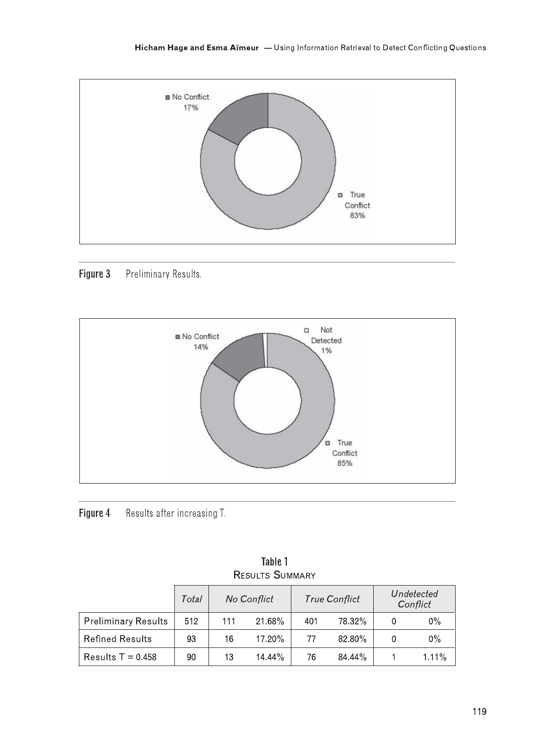Figure 3 Preliminary Results.

Figure 4 Results after increasing T.

**Table 1**
**Results Summary**

| | Total | No Conflict | | True Conflict | | Undetected Conflict | |
|---|---|---|---|---|---|---|---|
| Preliminary Results | 512 | 111 | 21.68% | 401 | 78.32% | 0 | 0% |
| Refined Results | 93 | 16 | 17.20% | 77 | 82.80% | 0 | 0% |
| Results T = 0.458 | 90 | 13 | 14.44% | 76 | 84.44% | 1 | 1.11% |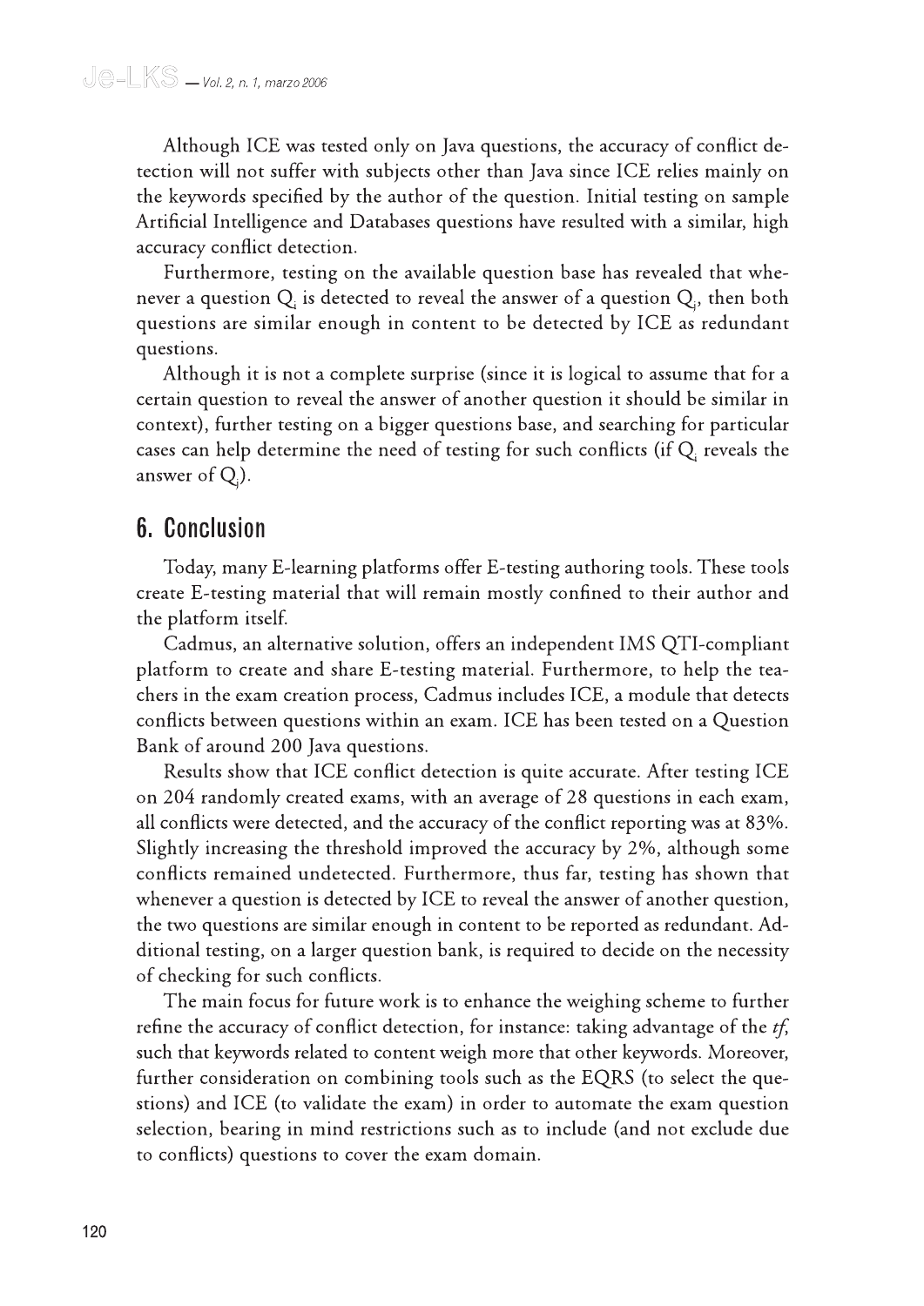Although ICE was tested only on Java questions, the accuracy of conflict detection will not suffer with subjects other than Java since ICE relies mainly on the keywords specified by the author of the question. Initial testing on sample Artificial Intelligence and Databases questions have resulted with a similar, high accuracy conflict detection.

Furthermore, testing on the available question base has revealed that whenever a question $Q_i$ is detected to reveal the answer of a question $Q_j$, then both questions are similar enough in content to be detected by ICE as redundant questions.

Although it is not a complete surprise (since it is logical to assume that for a certain question to reveal the answer of another question it should be similar in context), further testing on a bigger questions base, and searching for particular cases can help determine the need of testing for such conflicts (if $Q_i$ reveals the answer of $Q_j$).

## 6. Conclusion

Today, many E-learning platforms offer E-testing authoring tools. These tools create E-testing material that will remain mostly confined to their author and the platform itself.

Cadmus, an alternative solution, offers an independent IMS QTI-compliant platform to create and share E-testing material. Furthermore, to help the teachers in the exam creation process, Cadmus includes ICE, a module that detects conflicts between questions within an exam. ICE has been tested on a Question Bank of around 200 Java questions.

Results show that ICE conflict detection is quite accurate. After testing ICE on 204 randomly created exams, with an average of 28 questions in each exam, all conflicts were detected, and the accuracy of the conflict reporting was at 83%. Slightly increasing the threshold improved the accuracy by 2%, although some conflicts remained undetected. Furthermore, thus far, testing has shown that whenever a question is detected by ICE to reveal the answer of another question, the two questions are similar enough in content to be reported as redundant. Additional testing, on a larger question bank, is required to decide on the necessity of checking for such conflicts.

The main focus for future work is to enhance the weighing scheme to further refine the accuracy of conflict detection, for instance: taking advantage of the *tf*, such that keywords related to content weigh more that other keywords. Moreover, further consideration on combining tools such as the EQRS (to select the questions) and ICE (to validate the exam) in order to automate the exam question selection, bearing in mind restrictions such as to include (and not exclude due to conflicts) questions to cover the exam domain.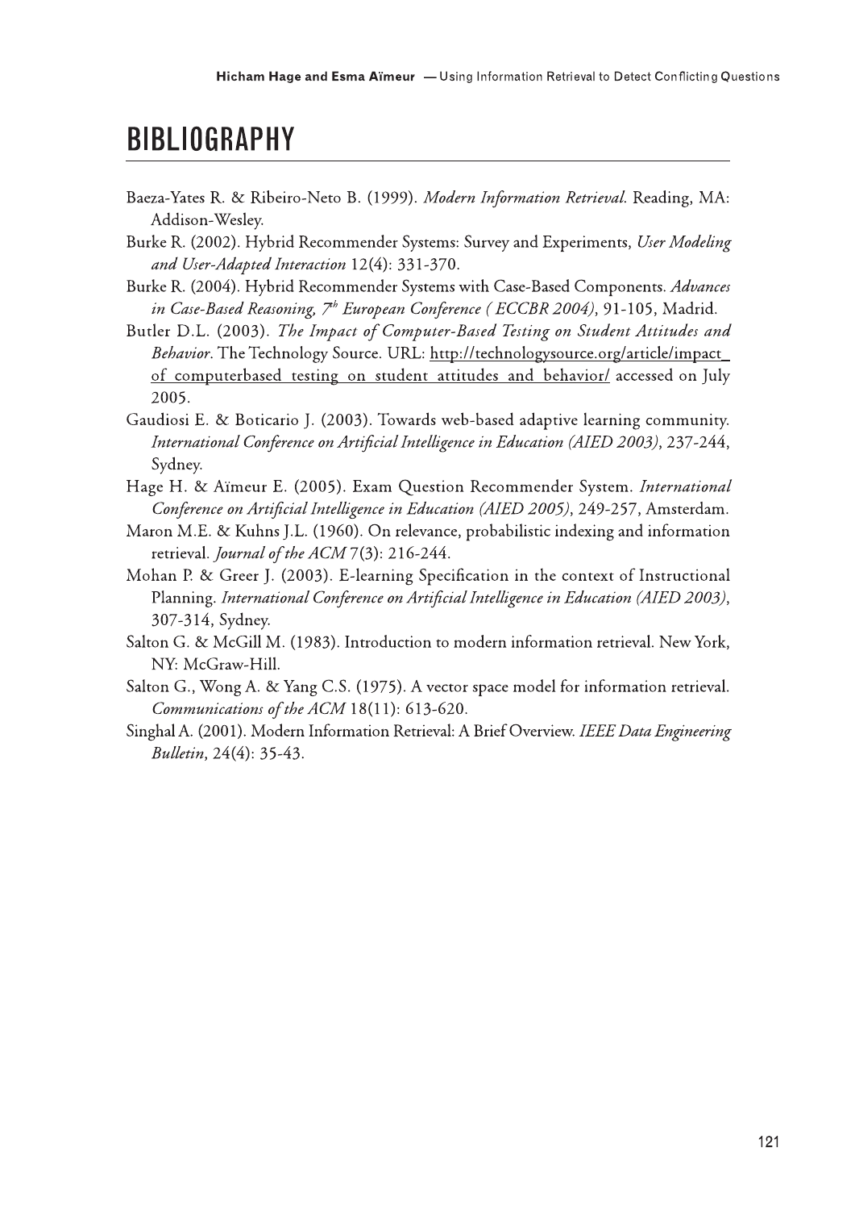# BIBLIOGRAPHY

Baeza-Yates R. & Ribeiro-Neto B. (1999). *Modern Information Retrieval*. Reading, MA: Addison-Wesley.

Burke R. (2002). Hybrid Recommender Systems: Survey and Experiments, *User Modeling and User-Adapted Interaction* 12(4): 331-370.

Burke R. (2004). Hybrid Recommender Systems with Case-Based Components. *Advances in Case-Based Reasoning, 7th European Conference ( ECCBR 2004)*, 91-105, Madrid.

Butler D.L. (2003). *The Impact of Computer-Based Testing on Student Attitudes and Behavior*. The Technology Source. URL: http://technologysource.org/article/impact_of_computerbased_testing_on_student_attitudes_and_behavior/ accessed on July 2005.

Gaudiosi E. & Boticario J. (2003). Towards web-based adaptive learning community. *International Conference on Artificial Intelligence in Education (AIED 2003)*, 237-244, Sydney.

Hage H. & Aïmeur E. (2005). Exam Question Recommender System. *International Conference on Artificial Intelligence in Education (AIED 2005)*, 249-257, Amsterdam.

Maron M.E. & Kuhns J.L. (1960). On relevance, probabilistic indexing and information retrieval. *Journal of the ACM* 7(3): 216-244.

Mohan P. & Greer J. (2003). E-learning Specification in the context of Instructional Planning. *International Conference on Artificial Intelligence in Education (AIED 2003)*, 307-314, Sydney.

Salton G. & McGill M. (1983). Introduction to modern information retrieval. New York, NY: McGraw-Hill.

Salton G., Wong A. & Yang C.S. (1975). A vector space model for information retrieval. *Communications of the ACM* 18(11): 613-620.

Singhal A. (2001). Modern Information Retrieval: A Brief Overview. *IEEE Data Engineering Bulletin*, 24(4): 35-43.